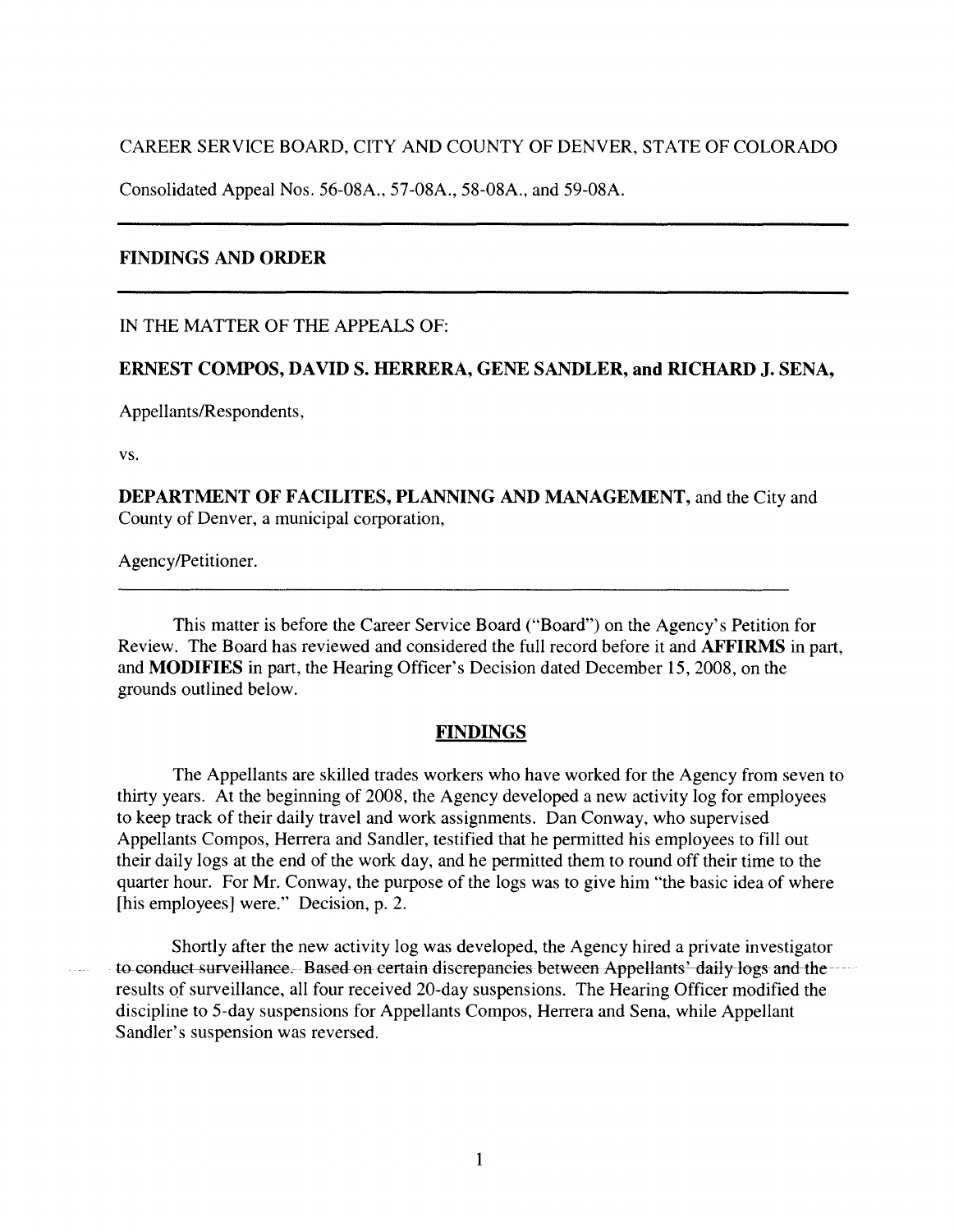CAREER SERVICE BOARD, CITY AND COUNTY OF DENVER, STATE OF COLORADO

Consolidated Appeal Nos. 56-08A., 57-08A., 58-08A., and 59-08A.

---

**FINDINGS AND ORDER**

---

IN THE MATTER OF THE APPEALS OF:

**ERNEST COMPOS, DAVID S. HERRERA, GENE SANDLER, and RICHARD J. SENA,**

Appellants/Respondents,

vs.

**DEPARTMENT OF FACILITES, PLANNING AND MANAGEMENT,** and the City and County of Denver, a municipal corporation,

Agency/Petitioner.

---

This matter is before the Career Service Board ("Board") on the Agency's Petition for Review. The Board has reviewed and considered the full record before it and **AFFIRMS** in part, and **MODIFIES** in part, the Hearing Officer's Decision dated December 15, 2008, on the grounds outlined below.

## FINDINGS

The Appellants are skilled trades workers who have worked for the Agency from seven to thirty years. At the beginning of 2008, the Agency developed a new activity log for employees to keep track of their daily travel and work assignments. Dan Conway, who supervised Appellants Compos, Herrera and Sandler, testified that he permitted his employees to fill out their daily logs at the end of the work day, and he permitted them to round off their time to the quarter hour. For Mr. Conway, the purpose of the logs was to give him "the basic idea of where [his employees] were." Decision, p. 2.

Shortly after the new activity log was developed, the Agency hired a private investigator to conduct surveillance. Based on certain discrepancies between Appellants' daily logs and the results of surveillance, all four received 20-day suspensions. The Hearing Officer modified the discipline to 5-day suspensions for Appellants Compos, Herrera and Sena, while Appellant Sandler's suspension was reversed.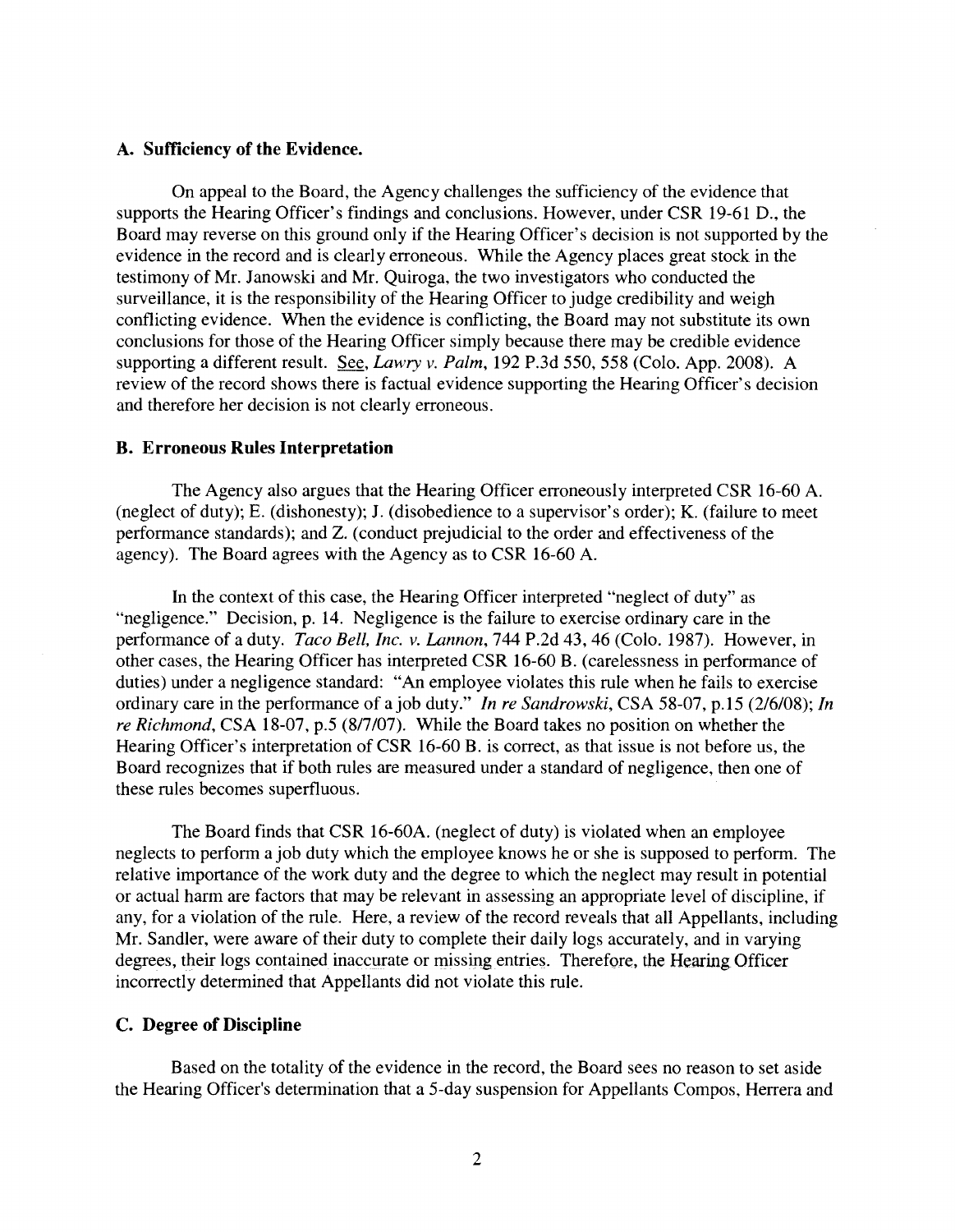### A. Sufficiency of the Evidence.

On appeal to the Board, the Agency challenges the sufficiency of the evidence that supports the Hearing Officer's findings and conclusions. However, under CSR 19-61 D., the Board may reverse on this ground only if the Hearing Officer's decision is not supported by the evidence in the record and is clearly erroneous. While the Agency places great stock in the testimony of Mr. Janowski and Mr. Quiroga, the two investigators who conducted the surveillance, it is the responsibility of the Hearing Officer to judge credibility and weigh conflicting evidence. When the evidence is conflicting, the Board may not substitute its own conclusions for those of the Hearing Officer simply because there may be credible evidence supporting a different result. See, *Lawry v. Palm*, 192 P.3d 550, 558 (Colo. App. 2008). A review of the record shows there is factual evidence supporting the Hearing Officer's decision and therefore her decision is not clearly erroneous.

### B. Erroneous Rules Interpretation

The Agency also argues that the Hearing Officer erroneously interpreted CSR 16-60 A. (neglect of duty); E. (dishonesty); J. (disobedience to a supervisor's order); K. (failure to meet performance standards); and Z. (conduct prejudicial to the order and effectiveness of the agency). The Board agrees with the Agency as to CSR 16-60 A.

In the context of this case, the Hearing Officer interpreted "neglect of duty" as "negligence." Decision, p. 14. Negligence is the failure to exercise ordinary care in the performance of a duty. *Taco Bell, Inc. v. Lannon*, 744 P.2d 43, 46 (Colo. 1987). However, in other cases, the Hearing Officer has interpreted CSR 16-60 B. (carelessness in performance of duties) under a negligence standard: "An employee violates this rule when he fails to exercise ordinary care in the performance of a job duty." *In re Sandrowski*, CSA 58-07, p.15 (2/6/08); *In re Richmond*, CSA 18-07, p.5 (8/7/07). While the Board takes no position on whether the Hearing Officer's interpretation of CSR 16-60 B. is correct, as that issue is not before us, the Board recognizes that if both rules are measured under a standard of negligence, then one of these rules becomes superfluous.

The Board finds that CSR 16-60A. (neglect of duty) is violated when an employee neglects to perform a job duty which the employee knows he or she is supposed to perform. The relative importance of the work duty and the degree to which the neglect may result in potential or actual harm are factors that may be relevant in assessing an appropriate level of discipline, if any, for a violation of the rule. Here, a review of the record reveals that all Appellants, including Mr. Sandler, were aware of their duty to complete their daily logs accurately, and in varying degrees, their logs contained inaccurate or missing entries. Therefore, the Hearing Officer incorrectly determined that Appellants did not violate this rule.

### C. Degree of Discipline

Based on the totality of the evidence in the record, the Board sees no reason to set aside the Hearing Officer's determination that a 5-day suspension for Appellants Compos, Herrera and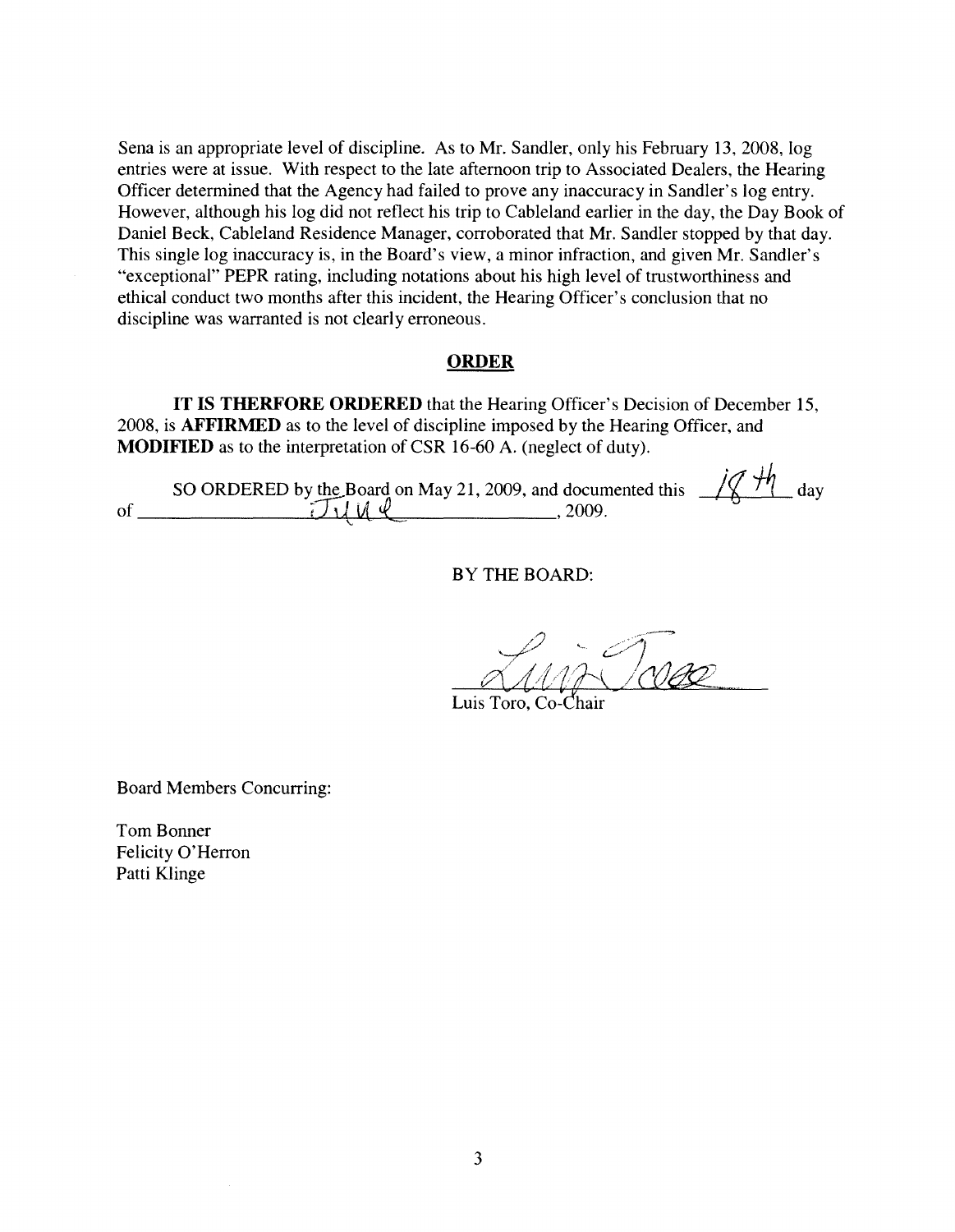Sena is an appropriate level of discipline. As to Mr. Sandler, only his February 13, 2008, log entries were at issue. With respect to the late afternoon trip to Associated Dealers, the Hearing Officer determined that the Agency had failed to prove any inaccuracy in Sandler's log entry. However, although his log did not reflect his trip to Cableland earlier in the day, the Day Book of Daniel Beck, Cableland Residence Manager, corroborated that Mr. Sandler stopped by that day. This single log inaccuracy is, in the Board's view, a minor infraction, and given Mr. Sandler's "exceptional" PEPR rating, including notations about his high level of trustworthiness and ethical conduct two months after this incident, the Hearing Officer's conclusion that no discipline was warranted is not clearly erroneous.

## ORDER

**IT IS THERFORE ORDERED** that the Hearing Officer's Decision of December 15, 2008, is **AFFIRMED** as to the level of discipline imposed by the Hearing Officer, and **MODIFIED** as to the interpretation of CSR 16-60 A. (neglect of duty).

SO ORDERED by the Board on May 21, 2009, and documented this 18th day of June, 2009.

BY THE BOARD:

Luis Toro, Co-Chair

Board Members Concurring:

Tom Bonner
Felicity O'Herron
Patti Klinge